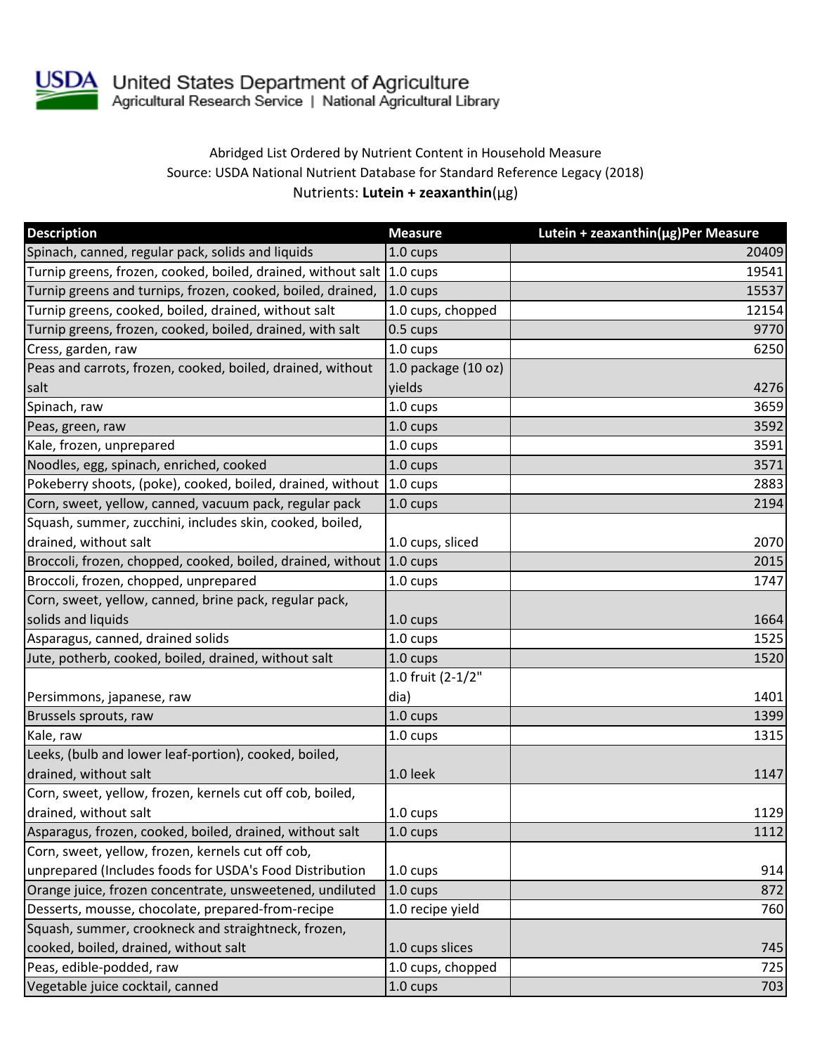United States Department of Agriculture
Agricultural Research Service | National Agricultural Library

Abridged List Ordered by Nutrient Content in Household Measure
Source: USDA National Nutrient Database for Standard Reference Legacy (2018)
Nutrients: **Lutein + zeaxanthin**(µg)

| Description | Measure | Lutein + zeaxanthin(µg)Per Measure |
|---|---|---|
| Spinach, canned, regular pack, solids and liquids | 1.0 cups | 20409 |
| Turnip greens, frozen, cooked, boiled, drained, without salt | 1.0 cups | 19541 |
| Turnip greens and turnips, frozen, cooked, boiled, drained, | 1.0 cups | 15537 |
| Turnip greens, cooked, boiled, drained, without salt | 1.0 cups, chopped | 12154 |
| Turnip greens, frozen, cooked, boiled, drained, with salt | 0.5 cups | 9770 |
| Cress, garden, raw | 1.0 cups | 6250 |
| Peas and carrots, frozen, cooked, boiled, drained, without salt | 1.0 package (10 oz) yields | 4276 |
| Spinach, raw | 1.0 cups | 3659 |
| Peas, green, raw | 1.0 cups | 3592 |
| Kale, frozen, unprepared | 1.0 cups | 3591 |
| Noodles, egg, spinach, enriched, cooked | 1.0 cups | 3571 |
| Pokeberry shoots, (poke), cooked, boiled, drained, without | 1.0 cups | 2883 |
| Corn, sweet, yellow, canned, vacuum pack, regular pack | 1.0 cups | 2194 |
| Squash, summer, zucchini, includes skin, cooked, boiled, drained, without salt | 1.0 cups, sliced | 2070 |
| Broccoli, frozen, chopped, cooked, boiled, drained, without | 1.0 cups | 2015 |
| Broccoli, frozen, chopped, unprepared | 1.0 cups | 1747 |
| Corn, sweet, yellow, canned, brine pack, regular pack, solids and liquids | 1.0 cups | 1664 |
| Asparagus, canned, drained solids | 1.0 cups | 1525 |
| Jute, potherb, cooked, boiled, drained, without salt | 1.0 cups | 1520 |
| Persimmons, japanese, raw | 1.0 fruit (2-1/2" dia) | 1401 |
| Brussels sprouts, raw | 1.0 cups | 1399 |
| Kale, raw | 1.0 cups | 1315 |
| Leeks, (bulb and lower leaf-portion), cooked, boiled, drained, without salt | 1.0 leek | 1147 |
| Corn, sweet, yellow, frozen, kernels cut off cob, boiled, drained, without salt | 1.0 cups | 1129 |
| Asparagus, frozen, cooked, boiled, drained, without salt | 1.0 cups | 1112 |
| Corn, sweet, yellow, frozen, kernels cut off cob, unprepared (Includes foods for USDA's Food Distribution | 1.0 cups | 914 |
| Orange juice, frozen concentrate, unsweetened, undiluted | 1.0 cups | 872 |
| Desserts, mousse, chocolate, prepared-from-recipe | 1.0 recipe yield | 760 |
| Squash, summer, crookneck and straightneck, frozen, cooked, boiled, drained, without salt | 1.0 cups slices | 745 |
| Peas, edible-podded, raw | 1.0 cups, chopped | 725 |
| Vegetable juice cocktail, canned | 1.0 cups | 703 |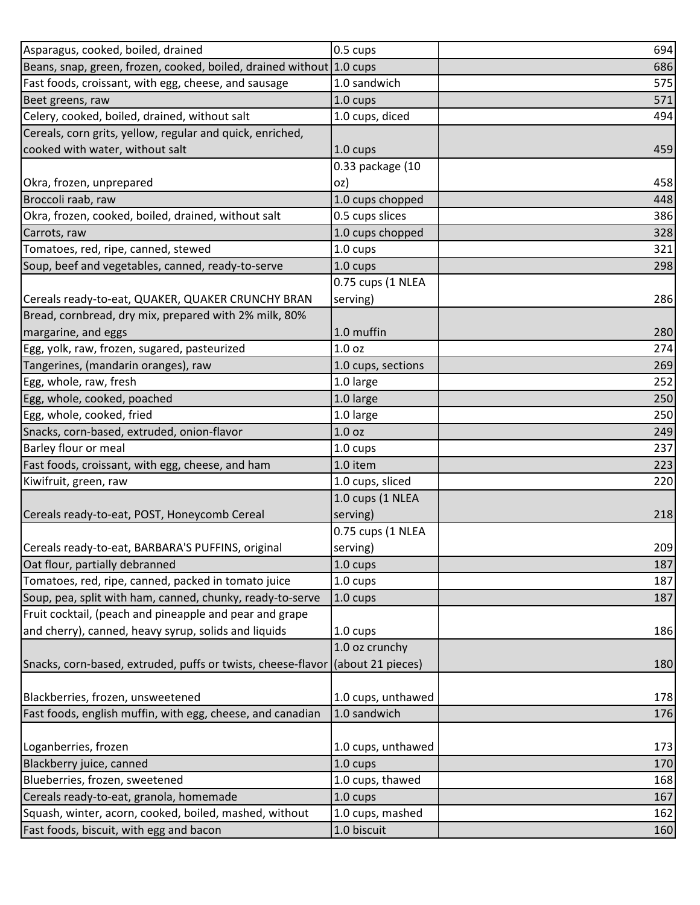| | | |
|---|---|---|
| Asparagus, cooked, boiled, drained | 0.5 cups | 694 |
| Beans, snap, green, frozen, cooked, boiled, drained without | 1.0 cups | 686 |
| Fast foods, croissant, with egg, cheese, and sausage | 1.0 sandwich | 575 |
| Beet greens, raw | 1.0 cups | 571 |
| Celery, cooked, boiled, drained, without salt | 1.0 cups, diced | 494 |
| Cereals, corn grits, yellow, regular and quick, enriched, cooked with water, without salt | 1.0 cups | 459 |
| Okra, frozen, unprepared | 0.33 package (10 oz) | 458 |
| Broccoli raab, raw | 1.0 cups chopped | 448 |
| Okra, frozen, cooked, boiled, drained, without salt | 0.5 cups slices | 386 |
| Carrots, raw | 1.0 cups chopped | 328 |
| Tomatoes, red, ripe, canned, stewed | 1.0 cups | 321 |
| Soup, beef and vegetables, canned, ready-to-serve | 1.0 cups | 298 |
| Cereals ready-to-eat, QUAKER, QUAKER CRUNCHY BRAN | 0.75 cups (1 NLEA serving) | 286 |
| Bread, cornbread, dry mix, prepared with 2% milk, 80% margarine, and eggs | 1.0 muffin | 280 |
| Egg, yolk, raw, frozen, sugared, pasteurized | 1.0 oz | 274 |
| Tangerines, (mandarin oranges), raw | 1.0 cups, sections | 269 |
| Egg, whole, raw, fresh | 1.0 large | 252 |
| Egg, whole, cooked, poached | 1.0 large | 250 |
| Egg, whole, cooked, fried | 1.0 large | 250 |
| Snacks, corn-based, extruded, onion-flavor | 1.0 oz | 249 |
| Barley flour or meal | 1.0 cups | 237 |
| Fast foods, croissant, with egg, cheese, and ham | 1.0 item | 223 |
| Kiwifruit, green, raw | 1.0 cups, sliced | 220 |
| Cereals ready-to-eat, POST, Honeycomb Cereal | 1.0 cups (1 NLEA serving) | 218 |
| Cereals ready-to-eat, BARBARA'S PUFFINS, original | 0.75 cups (1 NLEA serving) | 209 |
| Oat flour, partially debranned | 1.0 cups | 187 |
| Tomatoes, red, ripe, canned, packed in tomato juice | 1.0 cups | 187 |
| Soup, pea, split with ham, canned, chunky, ready-to-serve | 1.0 cups | 187 |
| Fruit cocktail, (peach and pineapple and pear and grape and cherry), canned, heavy syrup, solids and liquids | 1.0 cups | 186 |
| Snacks, corn-based, extruded, puffs or twists, cheese-flavor | 1.0 oz crunchy (about 21 pieces) | 180 |
| Blackberries, frozen, unsweetened | 1.0 cups, unthawed | 178 |
| Fast foods, english muffin, with egg, cheese, and canadian | 1.0 sandwich | 176 |
| Loganberries, frozen | 1.0 cups, unthawed | 173 |
| Blackberry juice, canned | 1.0 cups | 170 |
| Blueberries, frozen, sweetened | 1.0 cups, thawed | 168 |
| Cereals ready-to-eat, granola, homemade | 1.0 cups | 167 |
| Squash, winter, acorn, cooked, boiled, mashed, without | 1.0 cups, mashed | 162 |
| Fast foods, biscuit, with egg and bacon | 1.0 biscuit | 160 |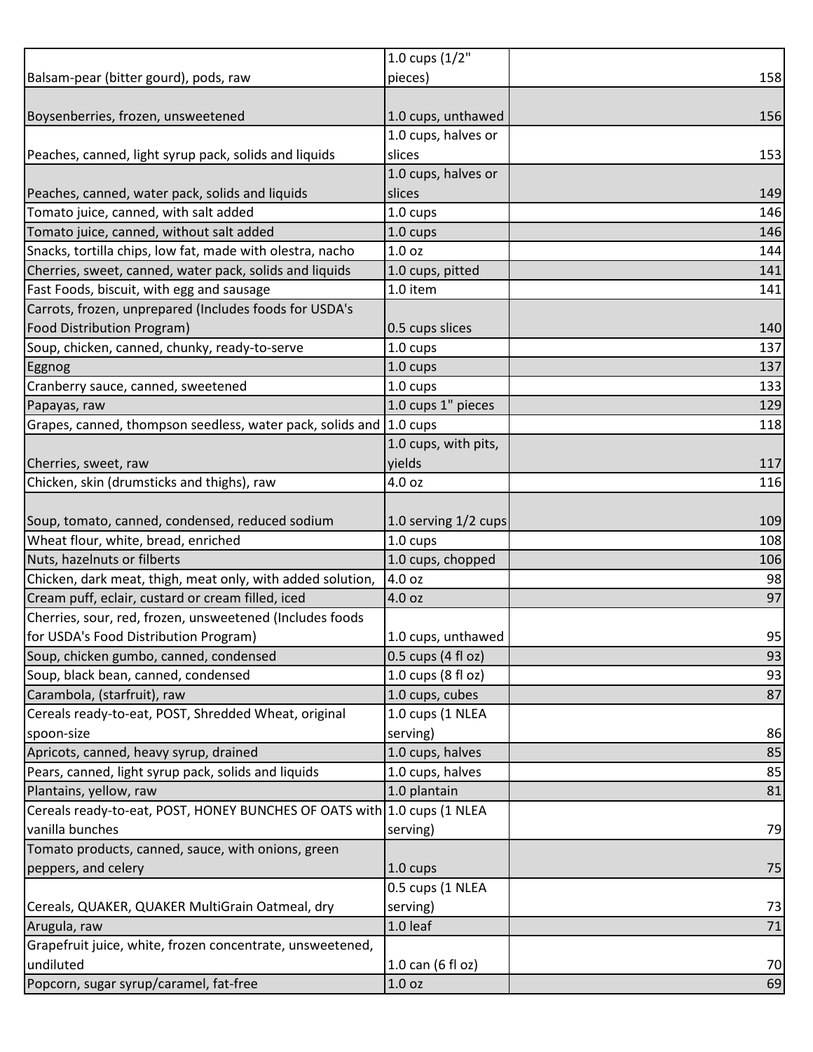| | | |
|---|---|---|
| Balsam-pear (bitter gourd), pods, raw | 1.0 cups (1/2" pieces) | 158 |
| Boysenberries, frozen, unsweetened | 1.0 cups, unthawed | 156 |
| Peaches, canned, light syrup pack, solids and liquids | 1.0 cups, halves or slices | 153 |
| Peaches, canned, water pack, solids and liquids | 1.0 cups, halves or slices | 149 |
| Tomato juice, canned, with salt added | 1.0 cups | 146 |
| Tomato juice, canned, without salt added | 1.0 cups | 146 |
| Snacks, tortilla chips, low fat, made with olestra, nacho | 1.0 oz | 144 |
| Cherries, sweet, canned, water pack, solids and liquids | 1.0 cups, pitted | 141 |
| Fast Foods, biscuit, with egg and sausage | 1.0 item | 141 |
| Carrots, frozen, unprepared (Includes foods for USDA's Food Distribution Program) | 0.5 cups slices | 140 |
| Soup, chicken, canned, chunky, ready-to-serve | 1.0 cups | 137 |
| Eggnog | 1.0 cups | 137 |
| Cranberry sauce, canned, sweetened | 1.0 cups | 133 |
| Papayas, raw | 1.0 cups 1" pieces | 129 |
| Grapes, canned, thompson seedless, water pack, solids and | 1.0 cups | 118 |
| Cherries, sweet, raw | 1.0 cups, with pits, yields | 117 |
| Chicken, skin (drumsticks and thighs), raw | 4.0 oz | 116 |
| Soup, tomato, canned, condensed, reduced sodium | 1.0 serving 1/2 cups | 109 |
| Wheat flour, white, bread, enriched | 1.0 cups | 108 |
| Nuts, hazelnuts or filberts | 1.0 cups, chopped | 106 |
| Chicken, dark meat, thigh, meat only, with added solution, | 4.0 oz | 98 |
| Cream puff, eclair, custard or cream filled, iced | 4.0 oz | 97 |
| Cherries, sour, red, frozen, unsweetened (Includes foods for USDA's Food Distribution Program) | 1.0 cups, unthawed | 95 |
| Soup, chicken gumbo, canned, condensed | 0.5 cups (4 fl oz) | 93 |
| Soup, black bean, canned, condensed | 1.0 cups (8 fl oz) | 93 |
| Carambola, (starfruit), raw | 1.0 cups, cubes | 87 |
| Cereals ready-to-eat, POST, Shredded Wheat, original spoon-size | 1.0 cups (1 NLEA serving) | 86 |
| Apricots, canned, heavy syrup, drained | 1.0 cups, halves | 85 |
| Pears, canned, light syrup pack, solids and liquids | 1.0 cups, halves | 85 |
| Plantains, yellow, raw | 1.0 plantain | 81 |
| Cereals ready-to-eat, POST, HONEY BUNCHES OF OATS with vanilla bunches | 1.0 cups (1 NLEA serving) | 79 |
| Tomato products, canned, sauce, with onions, green peppers, and celery | 1.0 cups | 75 |
| Cereals, QUAKER, QUAKER MultiGrain Oatmeal, dry | 0.5 cups (1 NLEA serving) | 73 |
| Arugula, raw | 1.0 leaf | 71 |
| Grapefruit juice, white, frozen concentrate, unsweetened, undiluted | 1.0 can (6 fl oz) | 70 |
| Popcorn, sugar syrup/caramel, fat-free | 1.0 oz | 69 |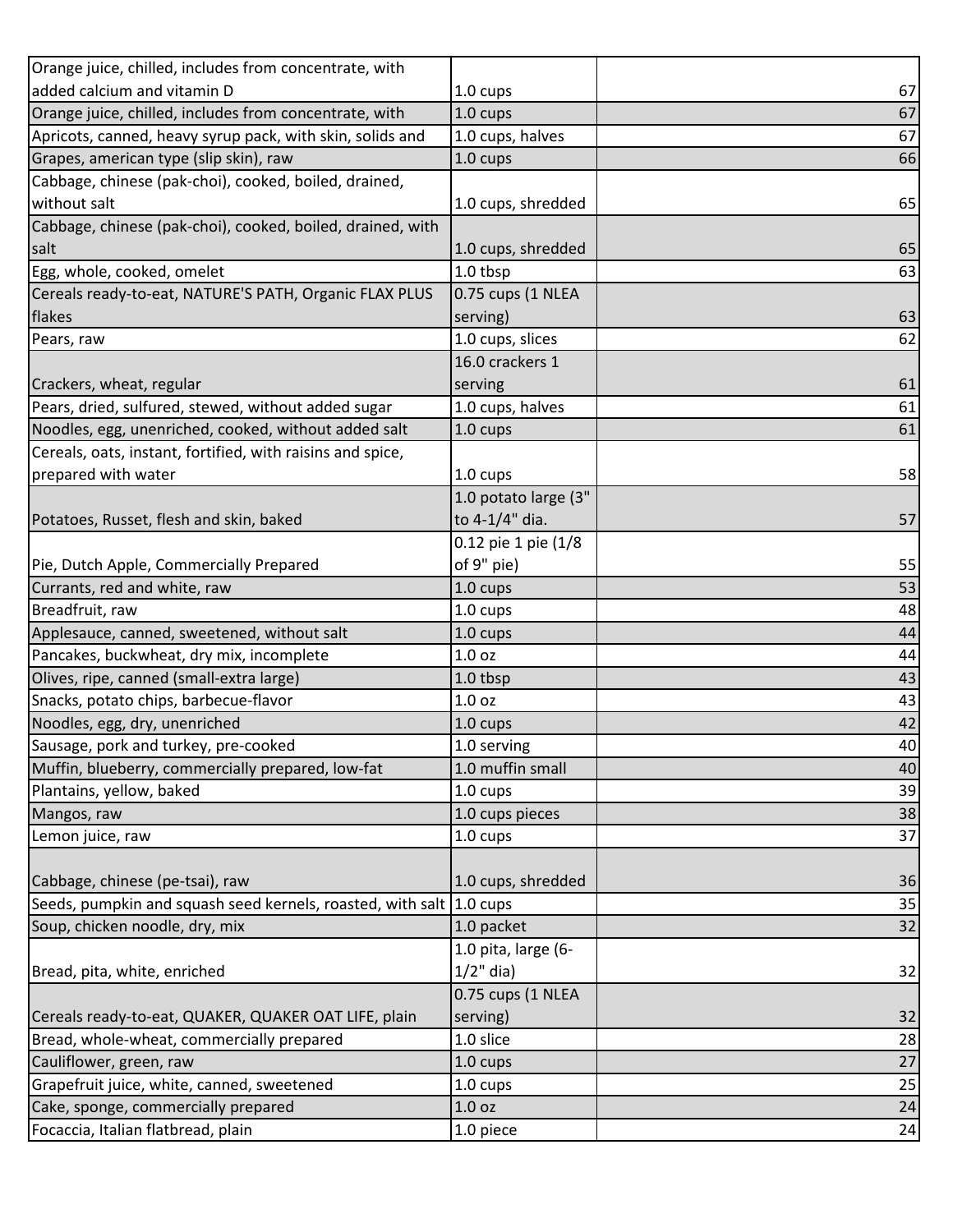| | | |
|---|---|---|
| Orange juice, chilled, includes from concentrate, with added calcium and vitamin D | 1.0 cups | 67 |
| Orange juice, chilled, includes from concentrate, with | 1.0 cups | 67 |
| Apricots, canned, heavy syrup pack, with skin, solids and | 1.0 cups, halves | 67 |
| Grapes, american type (slip skin), raw | 1.0 cups | 66 |
| Cabbage, chinese (pak-choi), cooked, boiled, drained, without salt | 1.0 cups, shredded | 65 |
| Cabbage, chinese (pak-choi), cooked, boiled, drained, with salt | 1.0 cups, shredded | 65 |
| Egg, whole, cooked, omelet | 1.0 tbsp | 63 |
| Cereals ready-to-eat, NATURE'S PATH, Organic FLAX PLUS flakes | 0.75 cups (1 NLEA serving) | 63 |
| Pears, raw | 1.0 cups, slices | 62 |
| Crackers, wheat, regular | 16.0 crackers 1 serving | 61 |
| Pears, dried, sulfured, stewed, without added sugar | 1.0 cups, halves | 61 |
| Noodles, egg, unenriched, cooked, without added salt | 1.0 cups | 61 |
| Cereals, oats, instant, fortified, with raisins and spice, prepared with water | 1.0 cups | 58 |
| Potatoes, Russet, flesh and skin, baked | 1.0 potato large (3" to 4-1/4" dia. | 57 |
| Pie, Dutch Apple, Commercially Prepared | 0.12 pie 1 pie (1/8 of 9" pie) | 55 |
| Currants, red and white, raw | 1.0 cups | 53 |
| Breadfruit, raw | 1.0 cups | 48 |
| Applesauce, canned, sweetened, without salt | 1.0 cups | 44 |
| Pancakes, buckwheat, dry mix, incomplete | 1.0 oz | 44 |
| Olives, ripe, canned (small-extra large) | 1.0 tbsp | 43 |
| Snacks, potato chips, barbecue-flavor | 1.0 oz | 43 |
| Noodles, egg, dry, unenriched | 1.0 cups | 42 |
| Sausage, pork and turkey, pre-cooked | 1.0 serving | 40 |
| Muffin, blueberry, commercially prepared, low-fat | 1.0 muffin small | 40 |
| Plantains, yellow, baked | 1.0 cups | 39 |
| Mangos, raw | 1.0 cups pieces | 38 |
| Lemon juice, raw | 1.0 cups | 37 |
| Cabbage, chinese (pe-tsai), raw | 1.0 cups, shredded | 36 |
| Seeds, pumpkin and squash seed kernels, roasted, with salt | 1.0 cups | 35 |
| Soup, chicken noodle, dry, mix | 1.0 packet | 32 |
| Bread, pita, white, enriched | 1.0 pita, large (6-1/2" dia) | 32 |
| Cereals ready-to-eat, QUAKER, QUAKER OAT LIFE, plain | 0.75 cups (1 NLEA serving) | 32 |
| Bread, whole-wheat, commercially prepared | 1.0 slice | 28 |
| Cauliflower, green, raw | 1.0 cups | 27 |
| Grapefruit juice, white, canned, sweetened | 1.0 cups | 25 |
| Cake, sponge, commercially prepared | 1.0 oz | 24 |
| Focaccia, Italian flatbread, plain | 1.0 piece | 24 |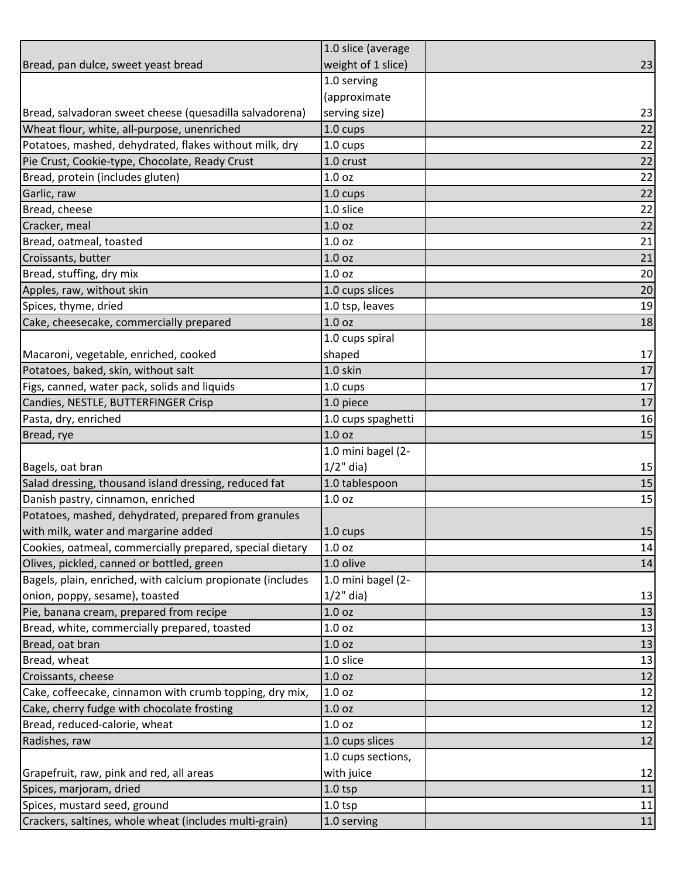| | | |
|---|---|---|
| Bread, pan dulce, sweet yeast bread | 1.0 slice (average weight of 1 slice) | 23 |
| Bread, salvadoran sweet cheese (quesadilla salvadorena) | 1.0 serving (approximate serving size) | 23 |
| Wheat flour, white, all-purpose, unenriched | 1.0 cups | 22 |
| Potatoes, mashed, dehydrated, flakes without milk, dry | 1.0 cups | 22 |
| Pie Crust, Cookie-type, Chocolate, Ready Crust | 1.0 crust | 22 |
| Bread, protein (includes gluten) | 1.0 oz | 22 |
| Garlic, raw | 1.0 cups | 22 |
| Bread, cheese | 1.0 slice | 22 |
| Cracker, meal | 1.0 oz | 22 |
| Bread, oatmeal, toasted | 1.0 oz | 21 |
| Croissants, butter | 1.0 oz | 21 |
| Bread, stuffing, dry mix | 1.0 oz | 20 |
| Apples, raw, without skin | 1.0 cups slices | 20 |
| Spices, thyme, dried | 1.0 tsp, leaves | 19 |
| Cake, cheesecake, commercially prepared | 1.0 oz | 18 |
| Macaroni, vegetable, enriched, cooked | 1.0 cups spiral shaped | 17 |
| Potatoes, baked, skin, without salt | 1.0 skin | 17 |
| Figs, canned, water pack, solids and liquids | 1.0 cups | 17 |
| Candies, NESTLE, BUTTERFINGER Crisp | 1.0 piece | 17 |
| Pasta, dry, enriched | 1.0 cups spaghetti | 16 |
| Bread, rye | 1.0 oz | 15 |
| Bagels, oat bran | 1.0 mini bagel (2-1/2" dia) | 15 |
| Salad dressing, thousand island dressing, reduced fat | 1.0 tablespoon | 15 |
| Danish pastry, cinnamon, enriched | 1.0 oz | 15 |
| Potatoes, mashed, dehydrated, prepared from granules with milk, water and margarine added | 1.0 cups | 15 |
| Cookies, oatmeal, commercially prepared, special dietary | 1.0 oz | 14 |
| Olives, pickled, canned or bottled, green | 1.0 olive | 14 |
| Bagels, plain, enriched, with calcium propionate (includes onion, poppy, sesame), toasted | 1.0 mini bagel (2-1/2" dia) | 13 |
| Pie, banana cream, prepared from recipe | 1.0 oz | 13 |
| Bread, white, commercially prepared, toasted | 1.0 oz | 13 |
| Bread, oat bran | 1.0 oz | 13 |
| Bread, wheat | 1.0 slice | 13 |
| Croissants, cheese | 1.0 oz | 12 |
| Cake, coffeecake, cinnamon with crumb topping, dry mix, | 1.0 oz | 12 |
| Cake, cherry fudge with chocolate frosting | 1.0 oz | 12 |
| Bread, reduced-calorie, wheat | 1.0 oz | 12 |
| Radishes, raw | 1.0 cups slices | 12 |
| Grapefruit, raw, pink and red, all areas | 1.0 cups sections, with juice | 12 |
| Spices, marjoram, dried | 1.0 tsp | 11 |
| Spices, mustard seed, ground | 1.0 tsp | 11 |
| Crackers, saltines, whole wheat (includes multi-grain) | 1.0 serving | 11 |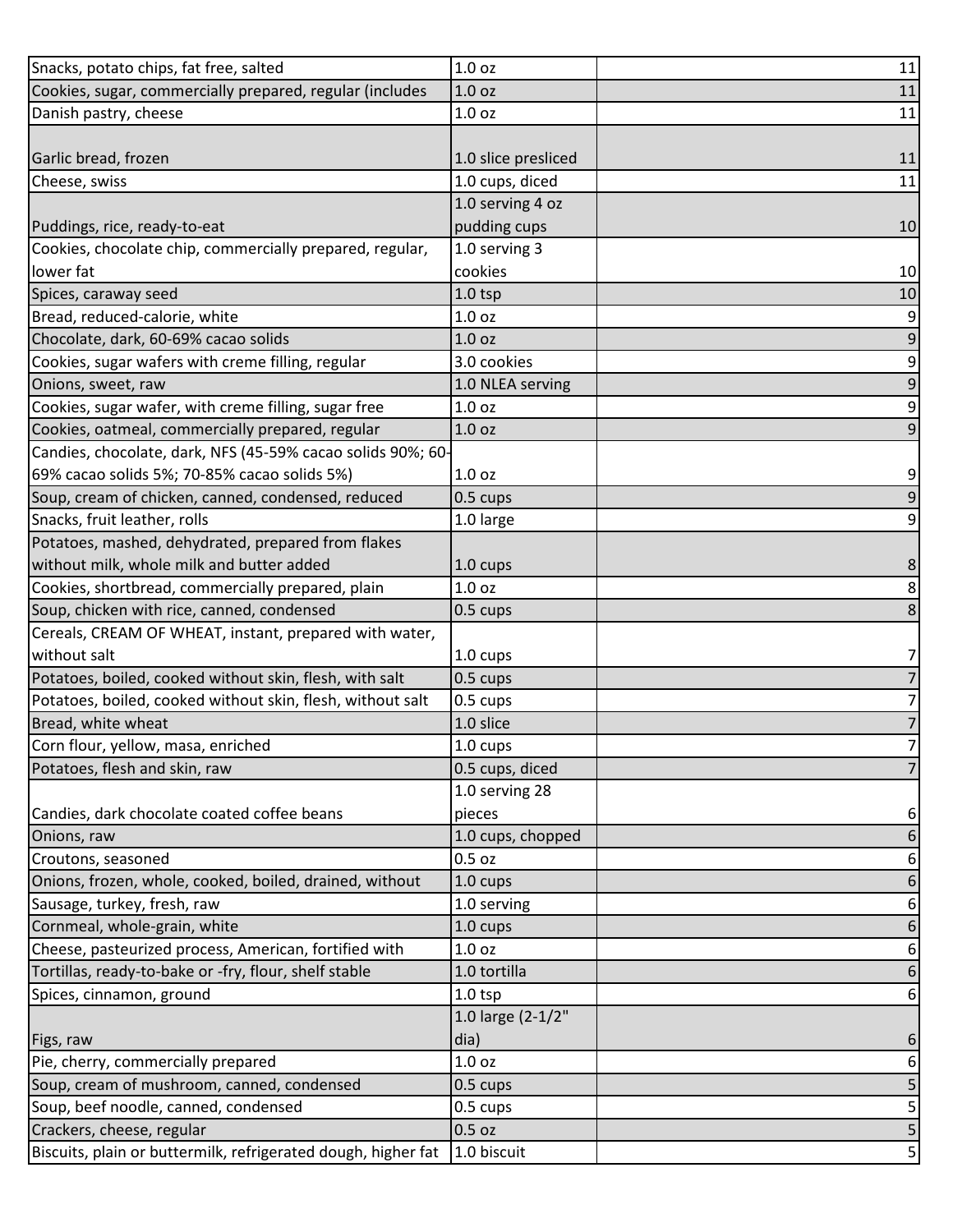| | | |
|---|---|---|
| Snacks, potato chips, fat free, salted | 1.0 oz | 11 |
| Cookies, sugar, commercially prepared, regular (includes | 1.0 oz | 11 |
| Danish pastry, cheese | 1.0 oz | 11 |
| Garlic bread, frozen | 1.0 slice presliced | 11 |
| Cheese, swiss | 1.0 cups, diced | 11 |
| Puddings, rice, ready-to-eat | 1.0 serving 4 oz pudding cups | 10 |
| Cookies, chocolate chip, commercially prepared, regular, lower fat | 1.0 serving 3 cookies | 10 |
| Spices, caraway seed | 1.0 tsp | 10 |
| Bread, reduced-calorie, white | 1.0 oz | 9 |
| Chocolate, dark, 60-69% cacao solids | 1.0 oz | 9 |
| Cookies, sugar wafers with creme filling, regular | 3.0 cookies | 9 |
| Onions, sweet, raw | 1.0 NLEA serving | 9 |
| Cookies, sugar wafer, with creme filling, sugar free | 1.0 oz | 9 |
| Cookies, oatmeal, commercially prepared, regular | 1.0 oz | 9 |
| Candies, chocolate, dark, NFS (45-59% cacao solids 90%; 60-69% cacao solids 5%; 70-85% cacao solids 5%) | 1.0 oz | 9 |
| Soup, cream of chicken, canned, condensed, reduced | 0.5 cups | 9 |
| Snacks, fruit leather, rolls | 1.0 large | 9 |
| Potatoes, mashed, dehydrated, prepared from flakes without milk, whole milk and butter added | 1.0 cups | 8 |
| Cookies, shortbread, commercially prepared, plain | 1.0 oz | 8 |
| Soup, chicken with rice, canned, condensed | 0.5 cups | 8 |
| Cereals, CREAM OF WHEAT, instant, prepared with water, without salt | 1.0 cups | 7 |
| Potatoes, boiled, cooked without skin, flesh, with salt | 0.5 cups | 7 |
| Potatoes, boiled, cooked without skin, flesh, without salt | 0.5 cups | 7 |
| Bread, white wheat | 1.0 slice | 7 |
| Corn flour, yellow, masa, enriched | 1.0 cups | 7 |
| Potatoes, flesh and skin, raw | 0.5 cups, diced | 7 |
| Candies, dark chocolate coated coffee beans | 1.0 serving 28 pieces | 6 |
| Onions, raw | 1.0 cups, chopped | 6 |
| Croutons, seasoned | 0.5 oz | 6 |
| Onions, frozen, whole, cooked, boiled, drained, without | 1.0 cups | 6 |
| Sausage, turkey, fresh, raw | 1.0 serving | 6 |
| Cornmeal, whole-grain, white | 1.0 cups | 6 |
| Cheese, pasteurized process, American, fortified with | 1.0 oz | 6 |
| Tortillas, ready-to-bake or -fry, flour, shelf stable | 1.0 tortilla | 6 |
| Spices, cinnamon, ground | 1.0 tsp | 6 |
| Figs, raw | 1.0 large (2-1/2" dia) | 6 |
| Pie, cherry, commercially prepared | 1.0 oz | 6 |
| Soup, cream of mushroom, canned, condensed | 0.5 cups | 5 |
| Soup, beef noodle, canned, condensed | 0.5 cups | 5 |
| Crackers, cheese, regular | 0.5 oz | 5 |
| Biscuits, plain or buttermilk, refrigerated dough, higher fat | 1.0 biscuit | 5 |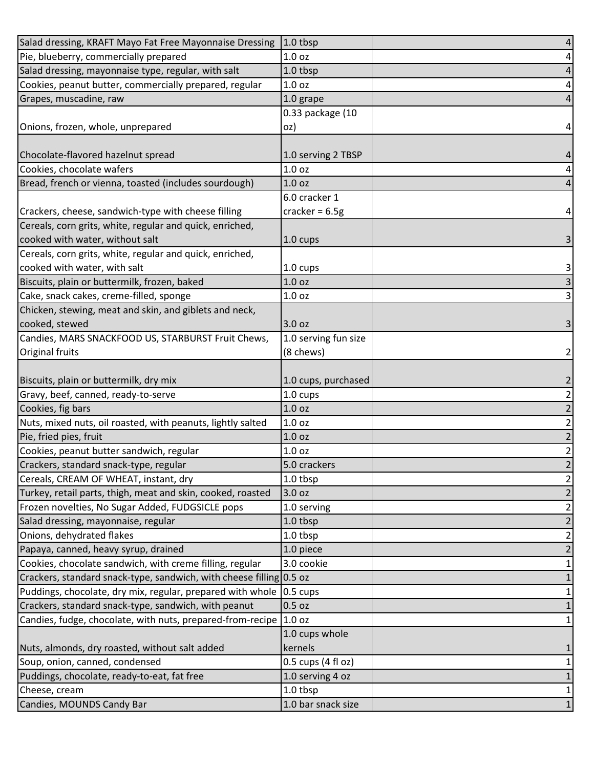| | | | |
|---|---|---|---|
| Salad dressing, KRAFT Mayo Fat Free Mayonnaise Dressing | 1.0 tbsp | | 4 |
| Pie, blueberry, commercially prepared | 1.0 oz | | 4 |
| Salad dressing, mayonnaise type, regular, with salt | 1.0 tbsp | | 4 |
| Cookies, peanut butter, commercially prepared, regular | 1.0 oz | | 4 |
| Grapes, muscadine, raw | 1.0 grape | | 4 |
| Onions, frozen, whole, unprepared | 0.33 package (10 oz) | | 4 |
| Chocolate-flavored hazelnut spread | 1.0 serving 2 TBSP | | 4 |
| Cookies, chocolate wafers | 1.0 oz | | 4 |
| Bread, french or vienna, toasted (includes sourdough) | 1.0 oz | | 4 |
| Crackers, cheese, sandwich-type with cheese filling | 6.0 cracker 1 cracker = 6.5g | | 4 |
| Cereals, corn grits, white, regular and quick, enriched, cooked with water, without salt | 1.0 cups | | 3 |
| Cereals, corn grits, white, regular and quick, enriched, cooked with water, with salt | 1.0 cups | | 3 |
| Biscuits, plain or buttermilk, frozen, baked | 1.0 oz | | 3 |
| Cake, snack cakes, creme-filled, sponge | 1.0 oz | | 3 |
| Chicken, stewing, meat and skin, and giblets and neck, cooked, stewed | 3.0 oz | | 3 |
| Candies, MARS SNACKFOOD US, STARBURST Fruit Chews, Original fruits | 1.0 serving fun size (8 chews) | | 2 |
| Biscuits, plain or buttermilk, dry mix | 1.0 cups, purchased | | 2 |
| Gravy, beef, canned, ready-to-serve | 1.0 cups | | 2 |
| Cookies, fig bars | 1.0 oz | | 2 |
| Nuts, mixed nuts, oil roasted, with peanuts, lightly salted | 1.0 oz | | 2 |
| Pie, fried pies, fruit | 1.0 oz | | 2 |
| Cookies, peanut butter sandwich, regular | 1.0 oz | | 2 |
| Crackers, standard snack-type, regular | 5.0 crackers | | 2 |
| Cereals, CREAM OF WHEAT, instant, dry | 1.0 tbsp | | 2 |
| Turkey, retail parts, thigh, meat and skin, cooked, roasted | 3.0 oz | | 2 |
| Frozen novelties, No Sugar Added, FUDGSICLE pops | 1.0 serving | | 2 |
| Salad dressing, mayonnaise, regular | 1.0 tbsp | | 2 |
| Onions, dehydrated flakes | 1.0 tbsp | | 2 |
| Papaya, canned, heavy syrup, drained | 1.0 piece | | 2 |
| Cookies, chocolate sandwich, with creme filling, regular | 3.0 cookie | | 1 |
| Crackers, standard snack-type, sandwich, with cheese filling | 0.5 oz | | 1 |
| Puddings, chocolate, dry mix, regular, prepared with whole | 0.5 cups | | 1 |
| Crackers, standard snack-type, sandwich, with peanut | 0.5 oz | | 1 |
| Candies, fudge, chocolate, with nuts, prepared-from-recipe | 1.0 oz | | 1 |
| Nuts, almonds, dry roasted, without salt added | 1.0 cups whole kernels | | 1 |
| Soup, onion, canned, condensed | 0.5 cups (4 fl oz) | | 1 |
| Puddings, chocolate, ready-to-eat, fat free | 1.0 serving 4 oz | | 1 |
| Cheese, cream | 1.0 tbsp | | 1 |
| Candies, MOUNDS Candy Bar | 1.0 bar snack size | | 1 |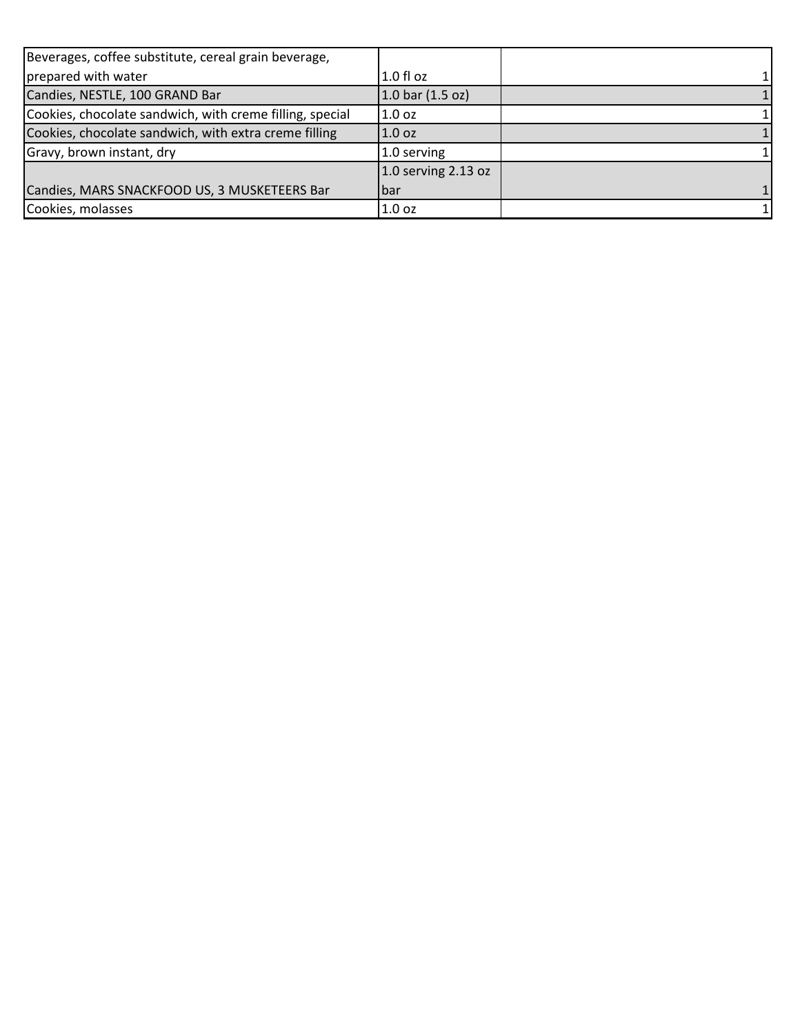| | | | |
|---|---|---|---|
| Beverages, coffee substitute, cereal grain beverage, prepared with water | 1.0 fl oz | | 1 |
| Candies, NESTLE, 100 GRAND Bar | 1.0 bar (1.5 oz) | | 1 |
| Cookies, chocolate sandwich, with creme filling, special | 1.0 oz | | 1 |
| Cookies, chocolate sandwich, with extra creme filling | 1.0 oz | | 1 |
| Gravy, brown instant, dry | 1.0 serving | | 1 |
| Candies, MARS SNACKFOOD US, 3 MUSKETEERS Bar | 1.0 serving 2.13 oz bar | | 1 |
| Cookies, molasses | 1.0 oz | | 1 |